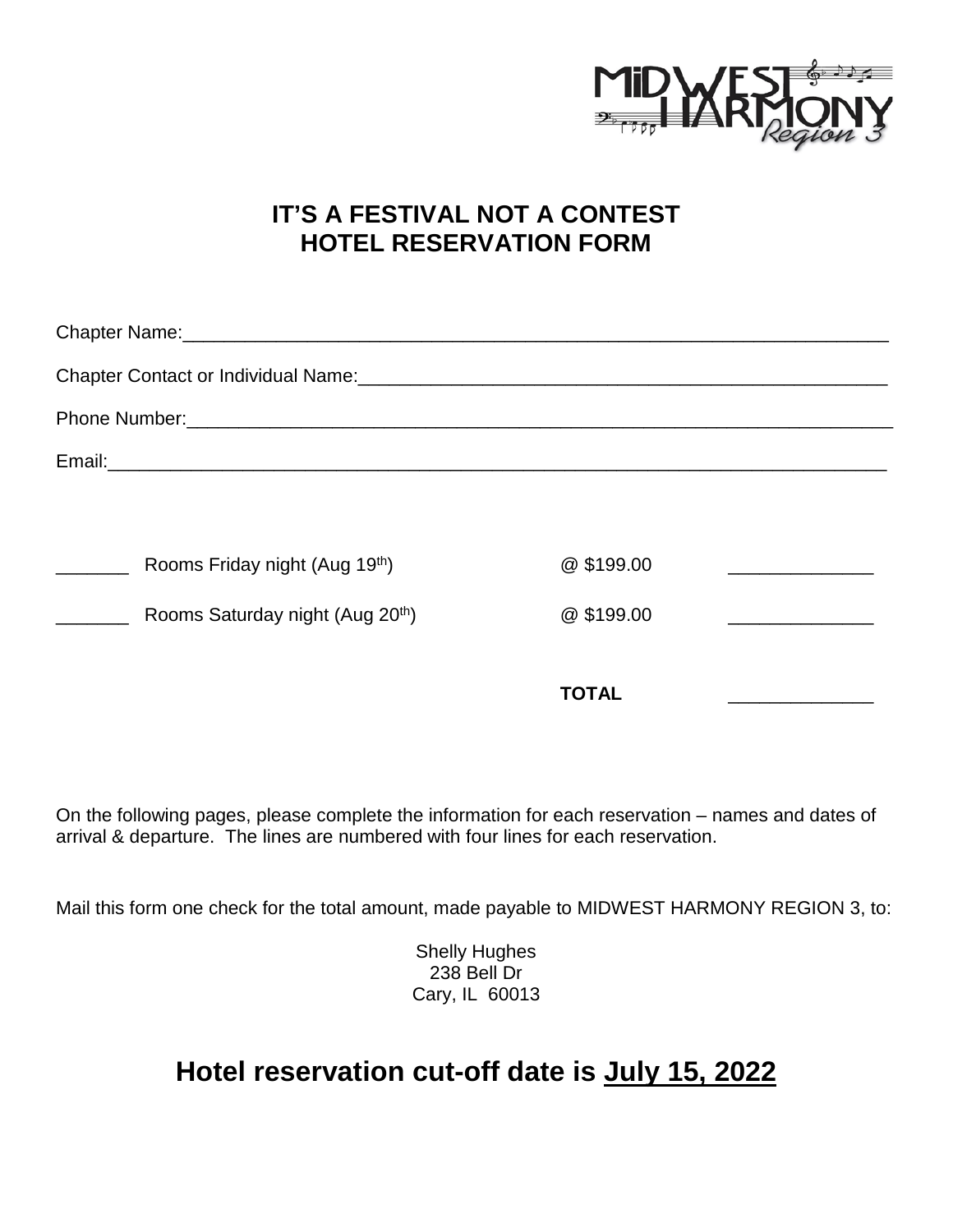# IT'S A FESTIVAL NOT A CONTEST
# HOTEL RESERVATION FORM

Chapter Name:_______________________________________________________________________

Chapter Contact or Individual Name:____________________________________________________

Phone Number:______________________________________________________________________

Email:_____________________________________________________________________________

| | | | |
|---|---|---|---|
| _______ | Rooms Friday night (Aug 19th) | @ $199.00 | ______________ |
| _______ | Rooms Saturday night (Aug 20th) | @ $199.00 | ______________ |
| | | **TOTAL** | ______________ |

On the following pages, please complete the information for each reservation – names and dates of arrival & departure. The lines are numbered with four lines for each reservation.

Mail this form one check for the total amount, made payable to MIDWEST HARMONY REGION 3, to:

Shelly Hughes
238 Bell Dr
Cary, IL 60013

## Hotel reservation cut-off date is <u>July 15, 2022</u>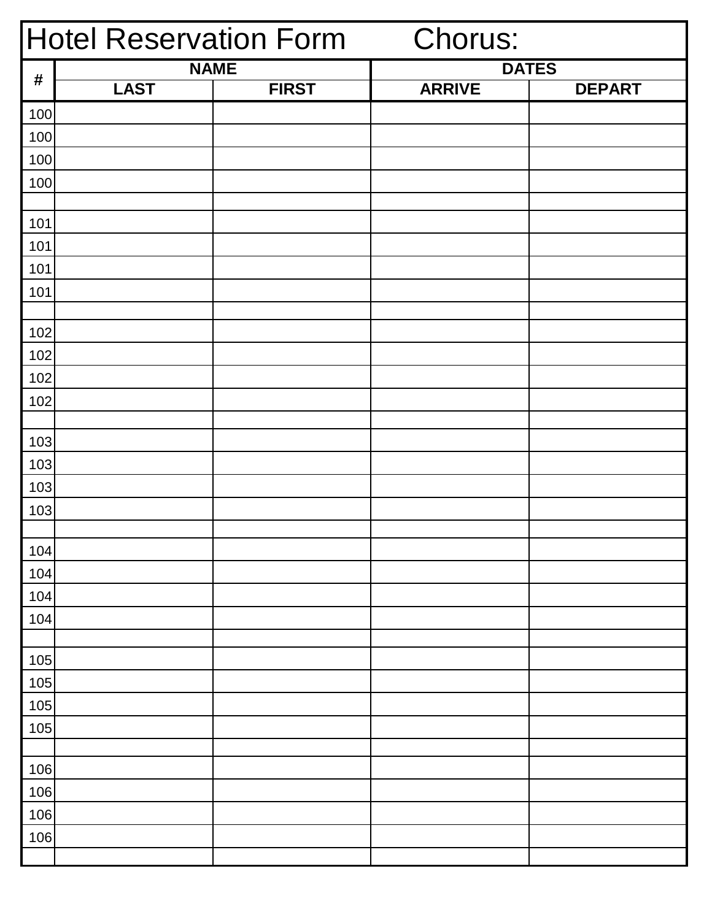# Hotel Reservation Form Chorus:

| # | NAME | | DATES | |
|---|---|---|---|---|
| | LAST | FIRST | ARRIVE | DEPART |
| 100 | | | | |
| 100 | | | | |
| 100 | | | | |
| 100 | | | | |
| | | | | |
| 101 | | | | |
| 101 | | | | |
| 101 | | | | |
| 101 | | | | |
| | | | | |
| 102 | | | | |
| 102 | | | | |
| 102 | | | | |
| 102 | | | | |
| | | | | |
| 103 | | | | |
| 103 | | | | |
| 103 | | | | |
| 103 | | | | |
| | | | | |
| 104 | | | | |
| 104 | | | | |
| 104 | | | | |
| 104 | | | | |
| | | | | |
| 105 | | | | |
| 105 | | | | |
| 105 | | | | |
| 105 | | | | |
| | | | | |
| 106 | | | | |
| 106 | | | | |
| 106 | | | | |
| 106 | | | | |
| | | | | |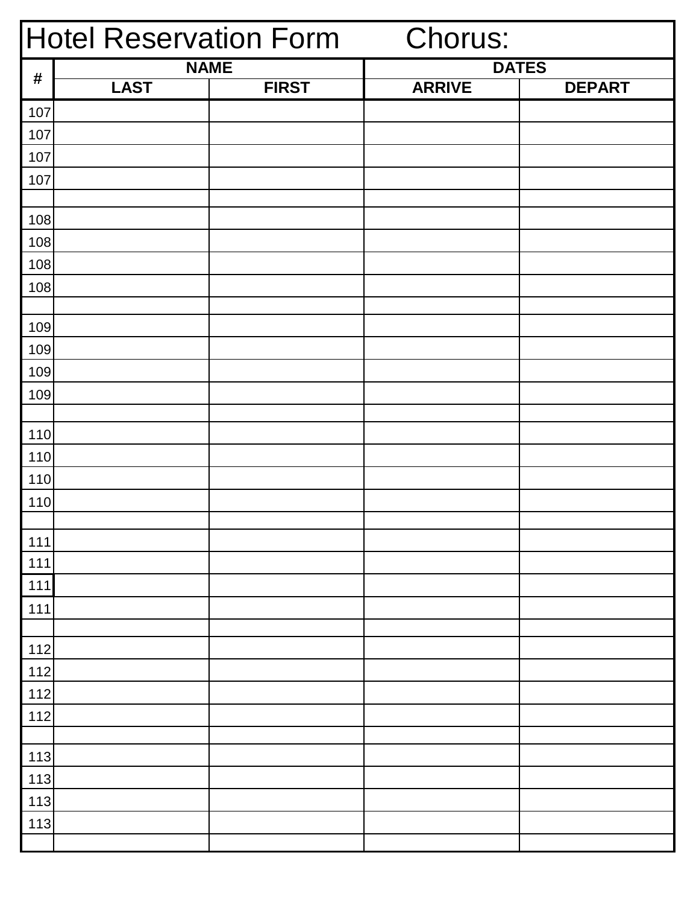# Hotel Reservation Form Chorus:

| # | NAME | | DATES | |
|---|---|---|---|---|
| | LAST | FIRST | ARRIVE | DEPART |
| 107 | | | | |
| 107 | | | | |
| 107 | | | | |
| 107 | | | | |
| | | | | |
| 108 | | | | |
| 108 | | | | |
| 108 | | | | |
| 108 | | | | |
| | | | | |
| 109 | | | | |
| 109 | | | | |
| 109 | | | | |
| 109 | | | | |
| | | | | |
| 110 | | | | |
| 110 | | | | |
| 110 | | | | |
| 110 | | | | |
| | | | | |
| 111 | | | | |
| 111 | | | | |
| 111 | | | | |
| 111 | | | | |
| | | | | |
| 112 | | | | |
| 112 | | | | |
| 112 | | | | |
| 112 | | | | |
| | | | | |
| 113 | | | | |
| 113 | | | | |
| 113 | | | | |
| 113 | | | | |
| | | | | |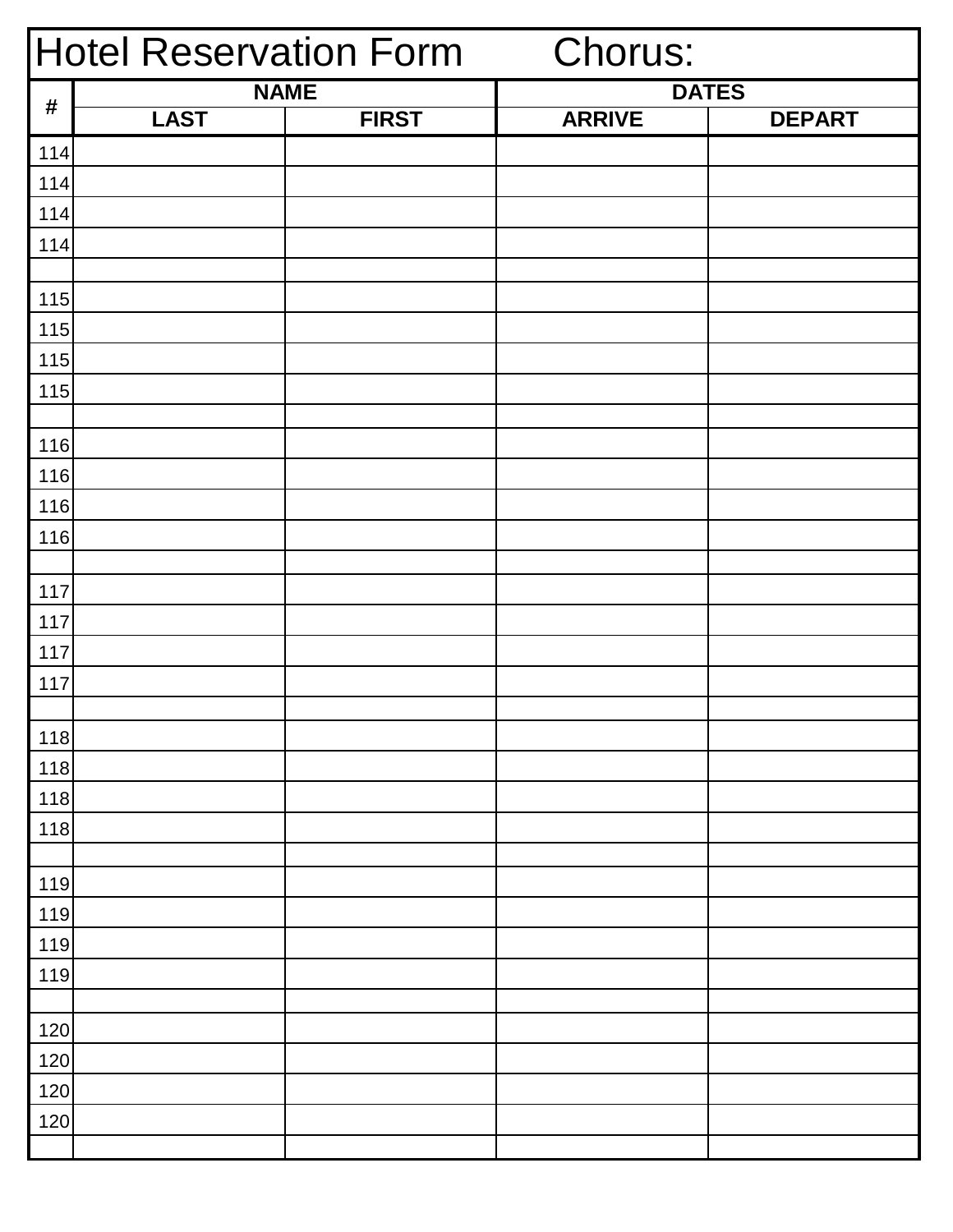# Hotel Reservation Form Chorus:

| # | NAME | | DATES | |
|---|---|---|---|---|
| | LAST | FIRST | ARRIVE | DEPART |
| 114 | | | | |
| 114 | | | | |
| 114 | | | | |
| 114 | | | | |
| | | | | |
| 115 | | | | |
| 115 | | | | |
| 115 | | | | |
| 115 | | | | |
| | | | | |
| 116 | | | | |
| 116 | | | | |
| 116 | | | | |
| 116 | | | | |
| | | | | |
| 117 | | | | |
| 117 | | | | |
| 117 | | | | |
| 117 | | | | |
| | | | | |
| 118 | | | | |
| 118 | | | | |
| 118 | | | | |
| 118 | | | | |
| | | | | |
| 119 | | | | |
| 119 | | | | |
| 119 | | | | |
| 119 | | | | |
| | | | | |
| 120 | | | | |
| 120 | | | | |
| 120 | | | | |
| 120 | | | | |
| | | | | |